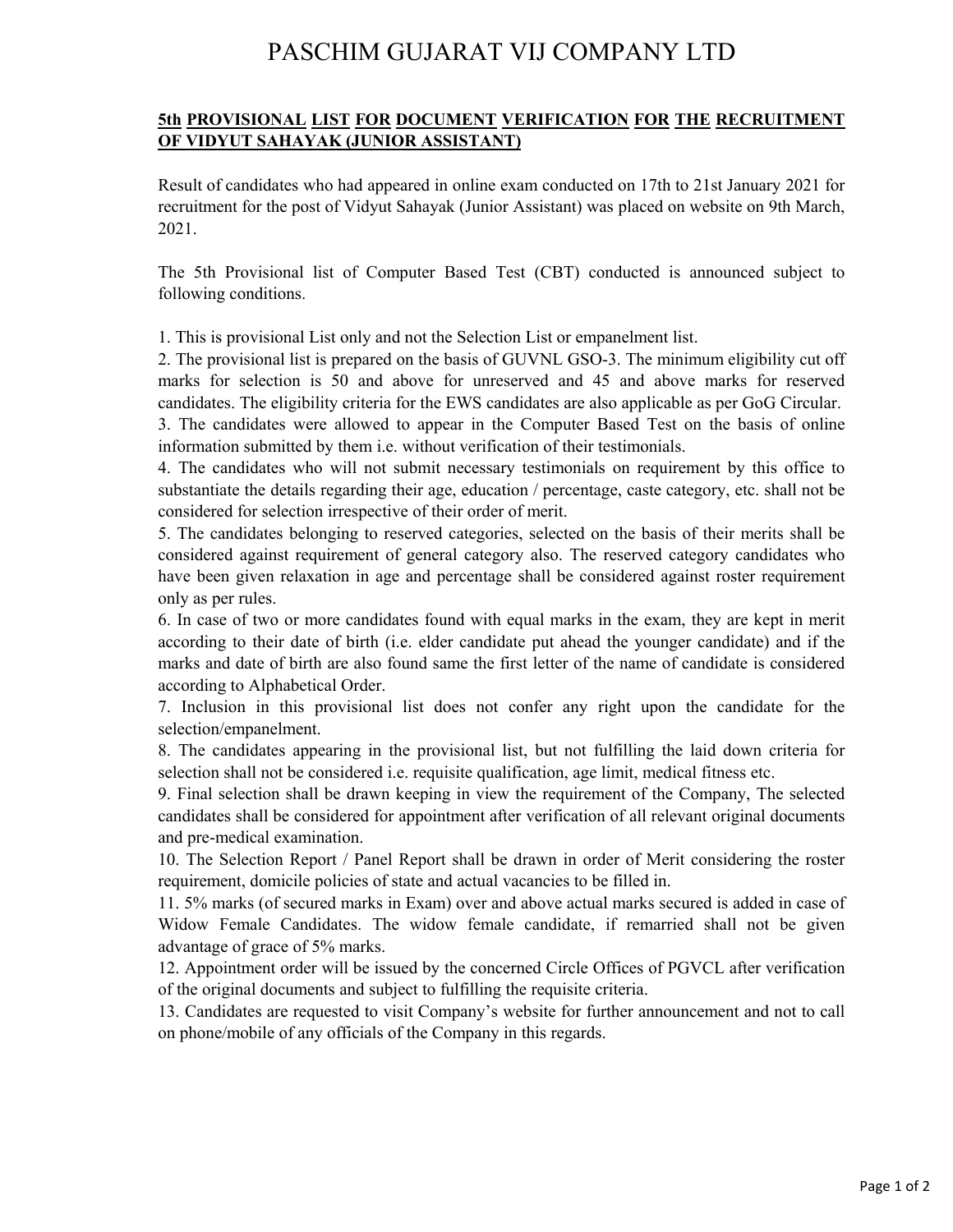# PASCHIM GUJARAT VIJ COMPANY LTD

## 5th PROVISIONAL LIST FOR DOCUMENT VERIFICATION FOR THE RECRUITMENT OF VIDYUT SAHAYAK (JUNIOR ASSISTANT)

Result of candidates who had appeared in online exam conducted on 17th to 21st January 2021 for recruitment for the post of Vidyut Sahayak (Junior Assistant) was placed on website on 9th March, 2021.

The 5th Provisional list of Computer Based Test (CBT) conducted is announced subject to following conditions.

1. This is provisional List only and not the Selection List or empanelment list.
2. The provisional list is prepared on the basis of GUVNL GSO-3. The minimum eligibility cut off marks for selection is 50 and above for unreserved and 45 and above marks for reserved candidates. The eligibility criteria for the EWS candidates are also applicable as per GoG Circular.
3. The candidates were allowed to appear in the Computer Based Test on the basis of online information submitted by them i.e. without verification of their testimonials.
4. The candidates who will not submit necessary testimonials on requirement by this office to substantiate the details regarding their age, education / percentage, caste category, etc. shall not be considered for selection irrespective of their order of merit.
5. The candidates belonging to reserved categories, selected on the basis of their merits shall be considered against requirement of general category also. The reserved category candidates who have been given relaxation in age and percentage shall be considered against roster requirement only as per rules.
6. In case of two or more candidates found with equal marks in the exam, they are kept in merit according to their date of birth (i.e. elder candidate put ahead the younger candidate) and if the marks and date of birth are also found same the first letter of the name of candidate is considered according to Alphabetical Order.
7. Inclusion in this provisional list does not confer any right upon the candidate for the selection/empanelment.
8. The candidates appearing in the provisional list, but not fulfilling the laid down criteria for selection shall not be considered i.e. requisite qualification, age limit, medical fitness etc.
9. Final selection shall be drawn keeping in view the requirement of the Company, The selected candidates shall be considered for appointment after verification of all relevant original documents and pre-medical examination.
10. The Selection Report / Panel Report shall be drawn in order of Merit considering the roster requirement, domicile policies of state and actual vacancies to be filled in.
11. 5% marks (of secured marks in Exam) over and above actual marks secured is added in case of Widow Female Candidates. The widow female candidate, if remarried shall not be given advantage of grace of 5% marks.
12. Appointment order will be issued by the concerned Circle Offices of PGVCL after verification of the original documents and subject to fulfilling the requisite criteria.
13. Candidates are requested to visit Company's website for further announcement and not to call on phone/mobile of any officials of the Company in this regards.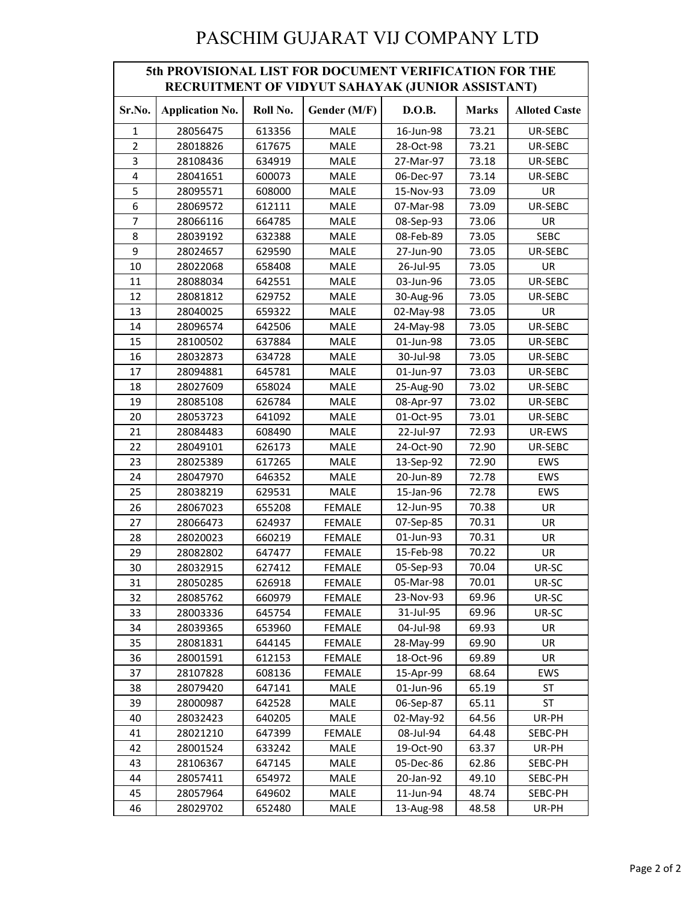# PASCHIM GUJARAT VIJ COMPANY LTD

## 5th PROVISIONAL LIST FOR DOCUMENT VERIFICATION FOR THE RECRUITMENT OF VIDYUT SAHAYAK (JUNIOR ASSISTANT)

| Sr.No. | Application No. | Roll No. | Gender (M/F) | D.O.B. | Marks | Alloted Caste |
|---|---|---|---|---|---|---|
| 1 | 28056475 | 613356 | MALE | 16-Jun-98 | 73.21 | UR-SEBC |
| 2 | 28018826 | 617675 | MALE | 28-Oct-98 | 73.21 | UR-SEBC |
| 3 | 28108436 | 634919 | MALE | 27-Mar-97 | 73.18 | UR-SEBC |
| 4 | 28041651 | 600073 | MALE | 06-Dec-97 | 73.14 | UR-SEBC |
| 5 | 28095571 | 608000 | MALE | 15-Nov-93 | 73.09 | UR |
| 6 | 28069572 | 612111 | MALE | 07-Mar-98 | 73.09 | UR-SEBC |
| 7 | 28066116 | 664785 | MALE | 08-Sep-93 | 73.06 | UR |
| 8 | 28039192 | 632388 | MALE | 08-Feb-89 | 73.05 | SEBC |
| 9 | 28024657 | 629590 | MALE | 27-Jun-90 | 73.05 | UR-SEBC |
| 10 | 28022068 | 658408 | MALE | 26-Jul-95 | 73.05 | UR |
| 11 | 28088034 | 642551 | MALE | 03-Jun-96 | 73.05 | UR-SEBC |
| 12 | 28081812 | 629752 | MALE | 30-Aug-96 | 73.05 | UR-SEBC |
| 13 | 28040025 | 659322 | MALE | 02-May-98 | 73.05 | UR |
| 14 | 28096574 | 642506 | MALE | 24-May-98 | 73.05 | UR-SEBC |
| 15 | 28100502 | 637884 | MALE | 01-Jun-98 | 73.05 | UR-SEBC |
| 16 | 28032873 | 634728 | MALE | 30-Jul-98 | 73.05 | UR-SEBC |
| 17 | 28094881 | 645781 | MALE | 01-Jun-97 | 73.03 | UR-SEBC |
| 18 | 28027609 | 658024 | MALE | 25-Aug-90 | 73.02 | UR-SEBC |
| 19 | 28085108 | 626784 | MALE | 08-Apr-97 | 73.02 | UR-SEBC |
| 20 | 28053723 | 641092 | MALE | 01-Oct-95 | 73.01 | UR-SEBC |
| 21 | 28084483 | 608490 | MALE | 22-Jul-97 | 72.93 | UR-EWS |
| 22 | 28049101 | 626173 | MALE | 24-Oct-90 | 72.90 | UR-SEBC |
| 23 | 28025389 | 617265 | MALE | 13-Sep-92 | 72.90 | EWS |
| 24 | 28047970 | 646352 | MALE | 20-Jun-89 | 72.78 | EWS |
| 25 | 28038219 | 629531 | MALE | 15-Jan-96 | 72.78 | EWS |
| 26 | 28067023 | 655208 | FEMALE | 12-Jun-95 | 70.38 | UR |
| 27 | 28066473 | 624937 | FEMALE | 07-Sep-85 | 70.31 | UR |
| 28 | 28020023 | 660219 | FEMALE | 01-Jun-93 | 70.31 | UR |
| 29 | 28082802 | 647477 | FEMALE | 15-Feb-98 | 70.22 | UR |
| 30 | 28032915 | 627412 | FEMALE | 05-Sep-93 | 70.04 | UR-SC |
| 31 | 28050285 | 626918 | FEMALE | 05-Mar-98 | 70.01 | UR-SC |
| 32 | 28085762 | 660979 | FEMALE | 23-Nov-93 | 69.96 | UR-SC |
| 33 | 28003336 | 645754 | FEMALE | 31-Jul-95 | 69.96 | UR-SC |
| 34 | 28039365 | 653960 | FEMALE | 04-Jul-98 | 69.93 | UR |
| 35 | 28081831 | 644145 | FEMALE | 28-May-99 | 69.90 | UR |
| 36 | 28001591 | 612153 | FEMALE | 18-Oct-96 | 69.89 | UR |
| 37 | 28107828 | 608136 | FEMALE | 15-Apr-99 | 68.64 | EWS |
| 38 | 28079420 | 647141 | MALE | 01-Jun-96 | 65.19 | ST |
| 39 | 28000987 | 642528 | MALE | 06-Sep-87 | 65.11 | ST |
| 40 | 28032423 | 640205 | MALE | 02-May-92 | 64.56 | UR-PH |
| 41 | 28021210 | 647399 | FEMALE | 08-Jul-94 | 64.48 | SEBC-PH |
| 42 | 28001524 | 633242 | MALE | 19-Oct-90 | 63.37 | UR-PH |
| 43 | 28106367 | 647145 | MALE | 05-Dec-86 | 62.86 | SEBC-PH |
| 44 | 28057411 | 654972 | MALE | 20-Jan-92 | 49.10 | SEBC-PH |
| 45 | 28057964 | 649602 | MALE | 11-Jun-94 | 48.74 | SEBC-PH |
| 46 | 28029702 | 652480 | MALE | 13-Aug-98 | 48.58 | UR-PH |